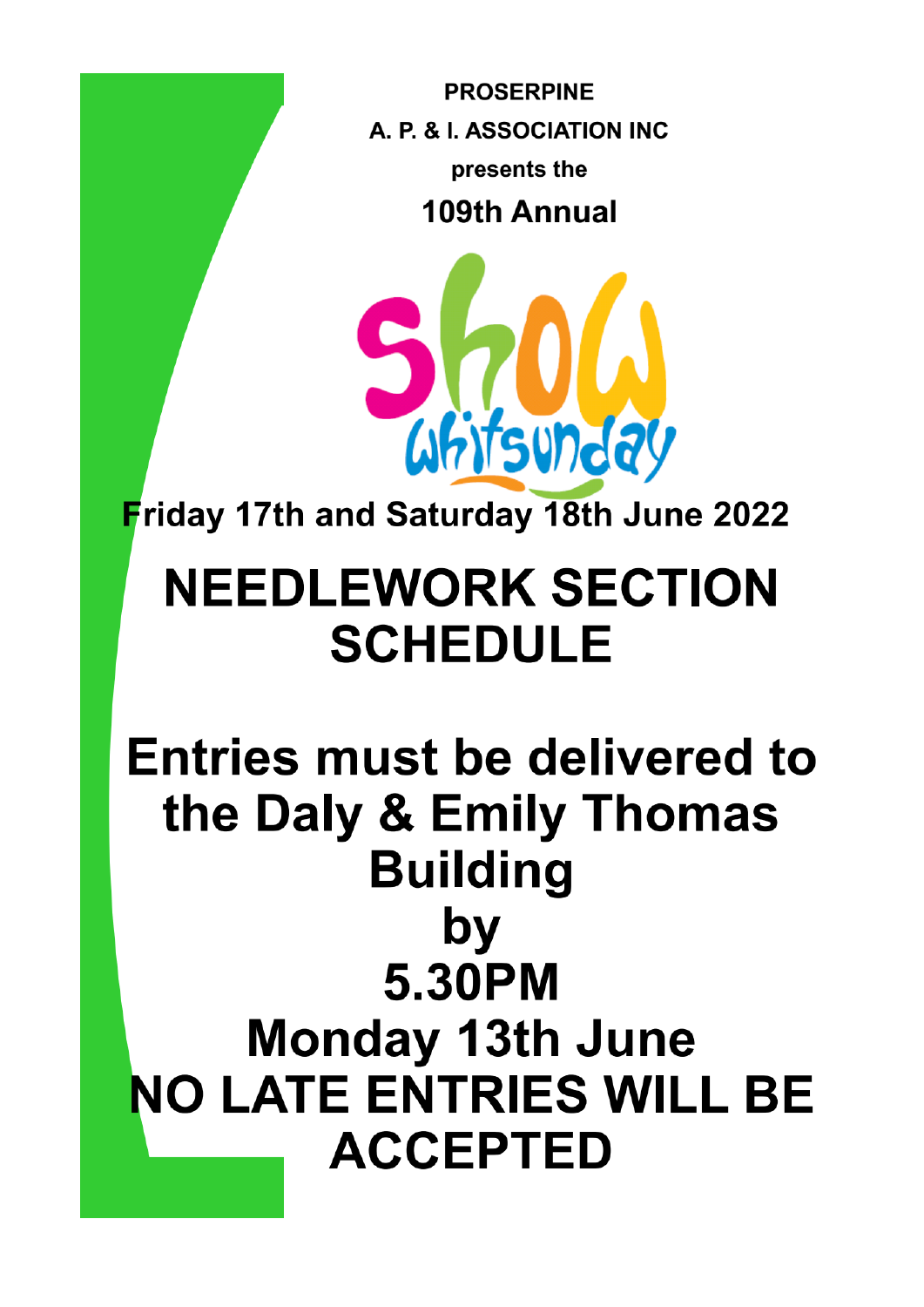**PROSERPINE**

**A. P. & I. ASSOCIATION INC**

**presents the**

**109th Annual**

**Show Whitsunday**

**Friday 17th and Saturday 18th June 2022**

# NEEDLEWORK SECTION SCHEDULE

## Entries must be delivered to the Daly & Emily Thomas Building by 5.30PM Monday 13th June

## NO LATE ENTRIES WILL BE ACCEPTED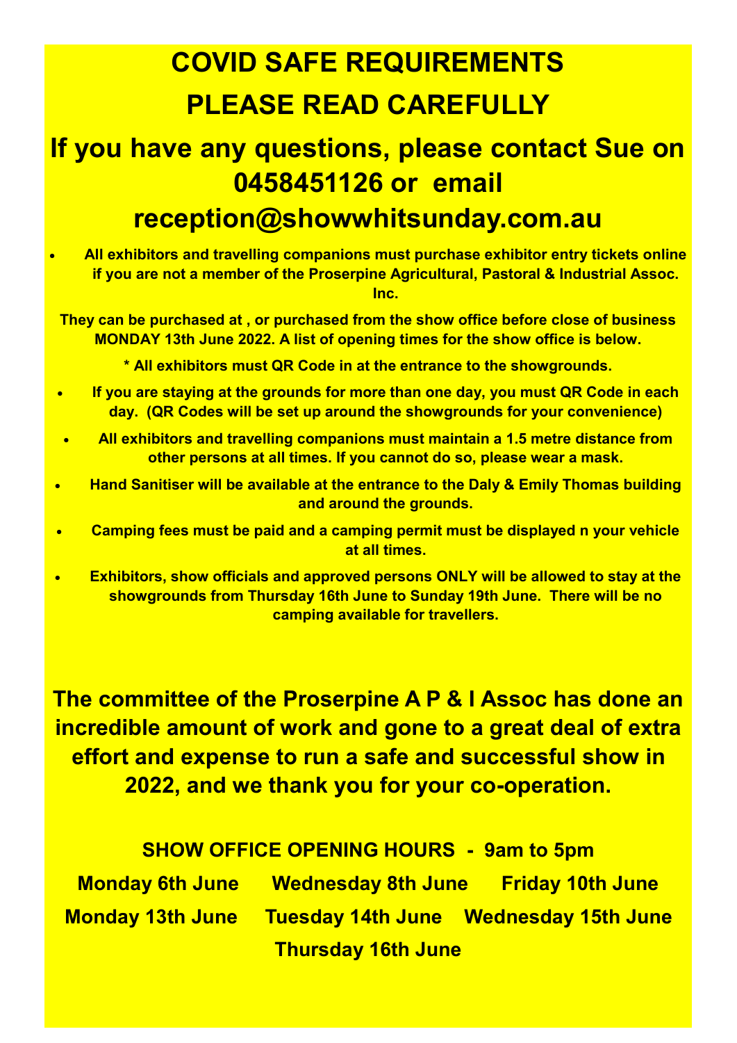# COVID SAFE REQUIREMENTS

# PLEASE READ CAREFULLY

## If you have any questions, please contact Sue on 0458451126 or email reception@showwhitsunday.com.au

- **All exhibitors and travelling companions must purchase exhibitor entry tickets online if you are not a member of the Proserpine Agricultural, Pastoral & Industrial Assoc. Inc.**

**They can be purchased at , or purchased from the show office before close of business MONDAY 13th June 2022. A list of opening times for the show office is below.**

**\* All exhibitors must QR Code in at the entrance to the showgrounds.**

- **If you are staying at the grounds for more than one day, you must QR Code in each day. (QR Codes will be set up around the showgrounds for your convenience)**
- **All exhibitors and travelling companions must maintain a 1.5 metre distance from other persons at all times. If you cannot do so, please wear a mask.**
- **Hand Sanitiser will be available at the entrance to the Daly & Emily Thomas building and around the grounds.**
- **Camping fees must be paid and a camping permit must be displayed n your vehicle at all times.**
- **Exhibitors, show officials and approved persons ONLY will be allowed to stay at the showgrounds from Thursday 16th June to Sunday 19th June. There will be no camping available for travellers.**

**The committee of the Proserpine A P & I Assoc has done an incredible amount of work and gone to a great deal of extra effort and expense to run a safe and successful show in 2022, and we thank you for your co-operation.**

**SHOW OFFICE OPENING HOURS - 9am to 5pm**

**Monday 6th June Wednesday 8th June Friday 10th June**

**Monday 13th June Tuesday 14th June Wednesday 15th June**

**Thursday 16th June**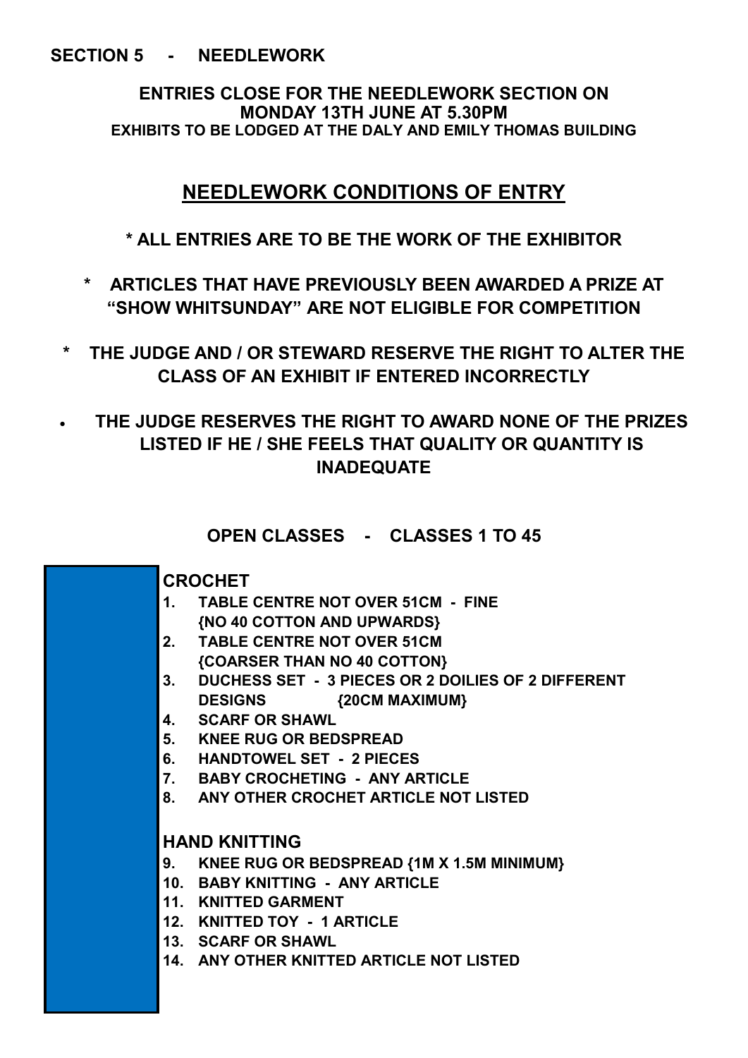## SECTION 5 - NEEDLEWORK

**ENTRIES CLOSE FOR THE NEEDLEWORK SECTION ON MONDAY 13TH JUNE AT 5.30PM**
**EXHIBITS TO BE LODGED AT THE DALY AND EMILY THOMAS BUILDING**

## NEEDLEWORK CONDITIONS OF ENTRY

**\* ALL ENTRIES ARE TO BE THE WORK OF THE EXHIBITOR**

**\* ARTICLES THAT HAVE PREVIOUSLY BEEN AWARDED A PRIZE AT "SHOW WHITSUNDAY" ARE NOT ELIGIBLE FOR COMPETITION**

**\* THE JUDGE AND / OR STEWARD RESERVE THE RIGHT TO ALTER THE CLASS OF AN EXHIBIT IF ENTERED INCORRECTLY**

- **THE JUDGE RESERVES THE RIGHT TO AWARD NONE OF THE PRIZES LISTED IF HE / SHE FEELS THAT QUALITY OR QUANTITY IS INADEQUATE**

### OPEN CLASSES - CLASSES 1 TO 45

### CROCHET

1. TABLE CENTRE NOT OVER 51CM - FINE {NO 40 COTTON AND UPWARDS}
2. TABLE CENTRE NOT OVER 51CM {COARSER THAN NO 40 COTTON}
3. DUCHESS SET - 3 PIECES OR 2 DOILIES OF 2 DIFFERENT DESIGNS {20CM MAXIMUM}
4. SCARF OR SHAWL
5. KNEE RUG OR BEDSPREAD
6. HANDTOWEL SET - 2 PIECES
7. BABY CROCHETING - ANY ARTICLE
8. ANY OTHER CROCHET ARTICLE NOT LISTED

### HAND KNITTING

9. KNEE RUG OR BEDSPREAD {1M X 1.5M MINIMUM}
10. BABY KNITTING - ANY ARTICLE
11. KNITTED GARMENT
12. KNITTED TOY - 1 ARTICLE
13. SCARF OR SHAWL
14. ANY OTHER KNITTED ARTICLE NOT LISTED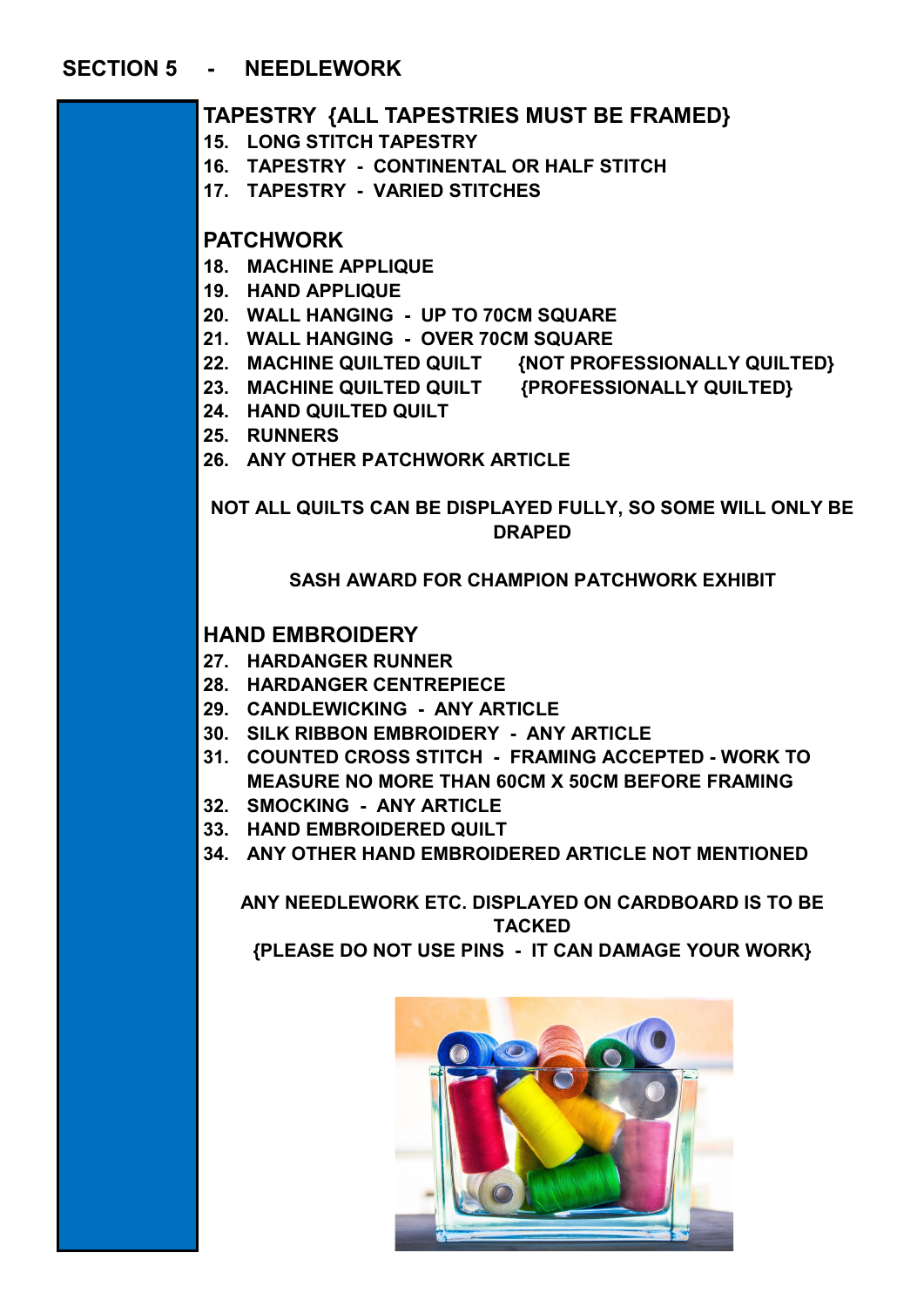## SECTION 5 - NEEDLEWORK

### TAPESTRY {ALL TAPESTRIES MUST BE FRAMED}

15. LONG STITCH TAPESTRY
16. TAPESTRY - CONTINENTAL OR HALF STITCH
17. TAPESTRY - VARIED STITCHES

### PATCHWORK

18. MACHINE APPLIQUE
19. HAND APPLIQUE
20. WALL HANGING - UP TO 70CM SQUARE
21. WALL HANGING - OVER 70CM SQUARE
22. MACHINE QUILTED QUILT {NOT PROFESSIONALLY QUILTED}
23. MACHINE QUILTED QUILT {PROFESSIONALLY QUILTED}
24. HAND QUILTED QUILT
25. RUNNERS
26. ANY OTHER PATCHWORK ARTICLE

**NOT ALL QUILTS CAN BE DISPLAYED FULLY, SO SOME WILL ONLY BE DRAPED**

**SASH AWARD FOR CHAMPION PATCHWORK EXHIBIT**

### HAND EMBROIDERY

27. HARDANGER RUNNER
28. HARDANGER CENTREPIECE
29. CANDLEWICKING - ANY ARTICLE
30. SILK RIBBON EMBROIDERY - ANY ARTICLE
31. COUNTED CROSS STITCH - FRAMING ACCEPTED - WORK TO MEASURE NO MORE THAN 60CM X 50CM BEFORE FRAMING
32. SMOCKING - ANY ARTICLE
33. HAND EMBROIDERED QUILT
34. ANY OTHER HAND EMBROIDERED ARTICLE NOT MENTIONED

**ANY NEEDLEWORK ETC. DISPLAYED ON CARDBOARD IS TO BE TACKED**
**{PLEASE DO NOT USE PINS - IT CAN DAMAGE YOUR WORK}**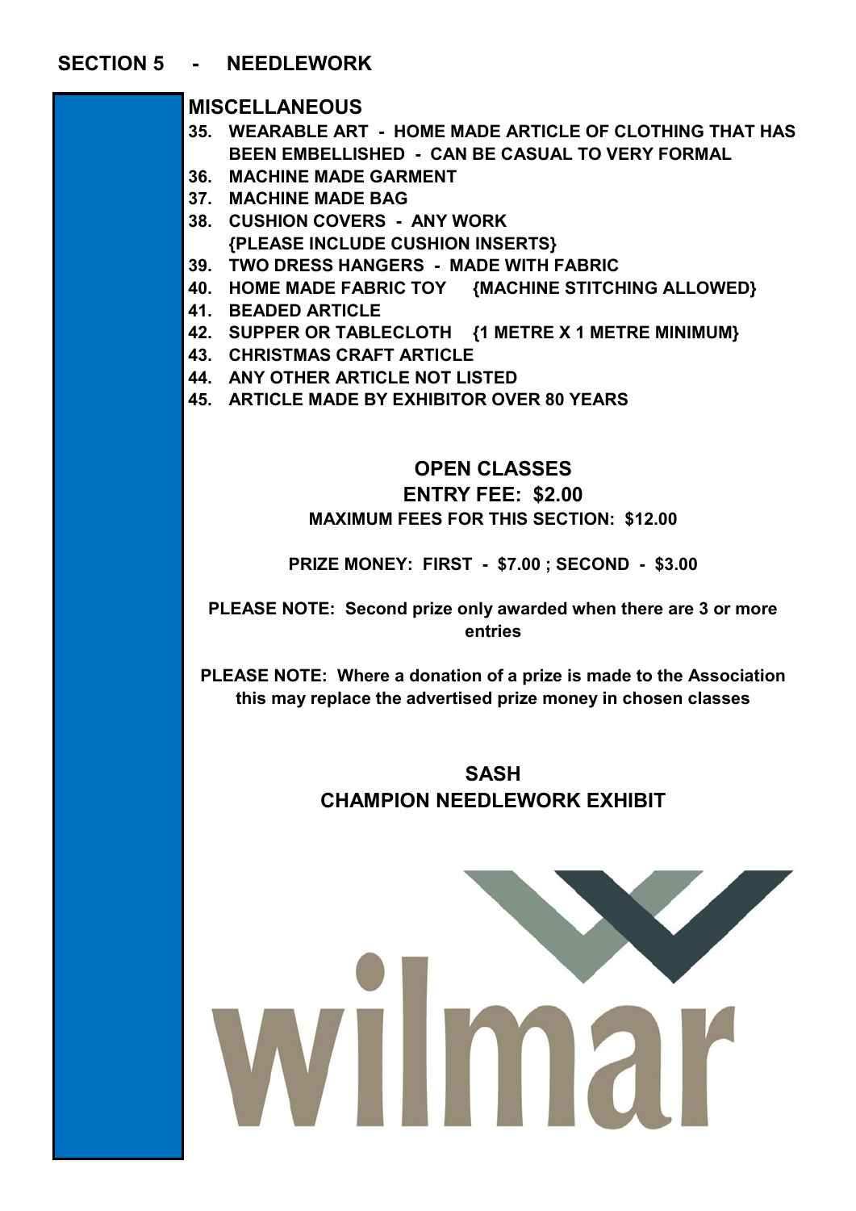# SECTION 5 - NEEDLEWORK

## MISCELLANEOUS

35. WEARABLE ART - HOME MADE ARTICLE OF CLOTHING THAT HAS BEEN EMBELLISHED - CAN BE CASUAL TO VERY FORMAL
36. MACHINE MADE GARMENT
37. MACHINE MADE BAG
38. CUSHION COVERS - ANY WORK {PLEASE INCLUDE CUSHION INSERTS}
39. TWO DRESS HANGERS - MADE WITH FABRIC
40. HOME MADE FABRIC TOY {MACHINE STITCHING ALLOWED}
41. BEADED ARTICLE
42. SUPPER OR TABLECLOTH {1 METRE X 1 METRE MINIMUM}
43. CHRISTMAS CRAFT ARTICLE
44. ANY OTHER ARTICLE NOT LISTED
45. ARTICLE MADE BY EXHIBITOR OVER 80 YEARS

**OPEN CLASSES**

**ENTRY FEE: $2.00**

**MAXIMUM FEES FOR THIS SECTION: $12.00**

**PRIZE MONEY: FIRST - $7.00 ; SECOND - $3.00**

**PLEASE NOTE: Second prize only awarded when there are 3 or more entries**

**PLEASE NOTE: Where a donation of a prize is made to the Association this may replace the advertised prize money in chosen classes**

**SASH**

**CHAMPION NEEDLEWORK EXHIBIT**

wilmar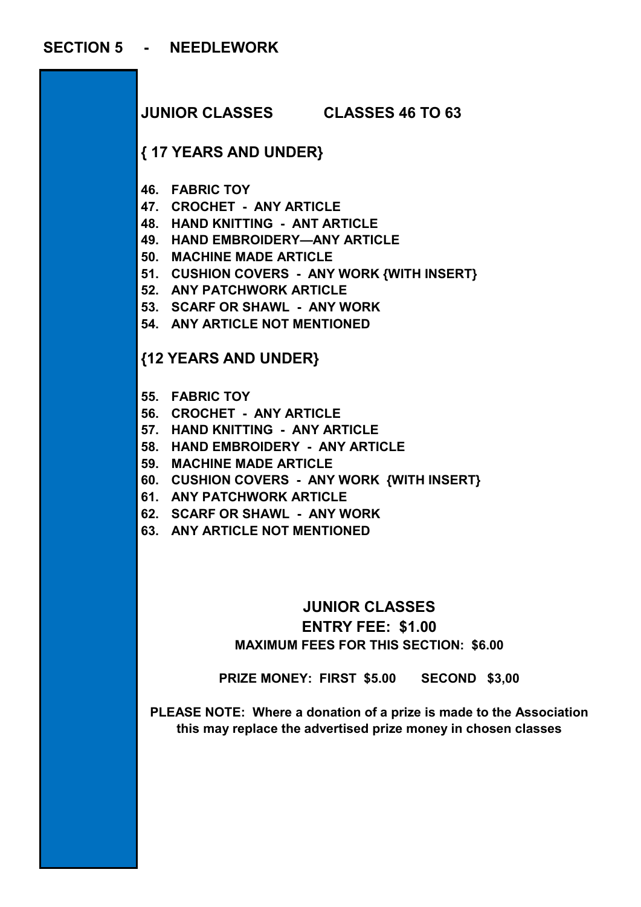# SECTION 5 - NEEDLEWORK

## JUNIOR CLASSES CLASSES 46 TO 63

### { 17 YEARS AND UNDER}

46. FABRIC TOY
47. CROCHET - ANY ARTICLE
48. HAND KNITTING - ANT ARTICLE
49. HAND EMBROIDERY—ANY ARTICLE
50. MACHINE MADE ARTICLE
51. CUSHION COVERS - ANY WORK {WITH INSERT}
52. ANY PATCHWORK ARTICLE
53. SCARF OR SHAWL - ANY WORK
54. ANY ARTICLE NOT MENTIONED

### {12 YEARS AND UNDER}

55. FABRIC TOY
56. CROCHET - ANY ARTICLE
57. HAND KNITTING - ANY ARTICLE
58. HAND EMBROIDERY - ANY ARTICLE
59. MACHINE MADE ARTICLE
60. CUSHION COVERS - ANY WORK {WITH INSERT}
61. ANY PATCHWORK ARTICLE
62. SCARF OR SHAWL - ANY WORK
63. ANY ARTICLE NOT MENTIONED

**JUNIOR CLASSES**

**ENTRY FEE: $1.00**

**MAXIMUM FEES FOR THIS SECTION: $6.00**

**PRIZE MONEY: FIRST $5.00 SECOND $3,00**

**PLEASE NOTE: Where a donation of a prize is made to the Association this may replace the advertised prize money in chosen classes**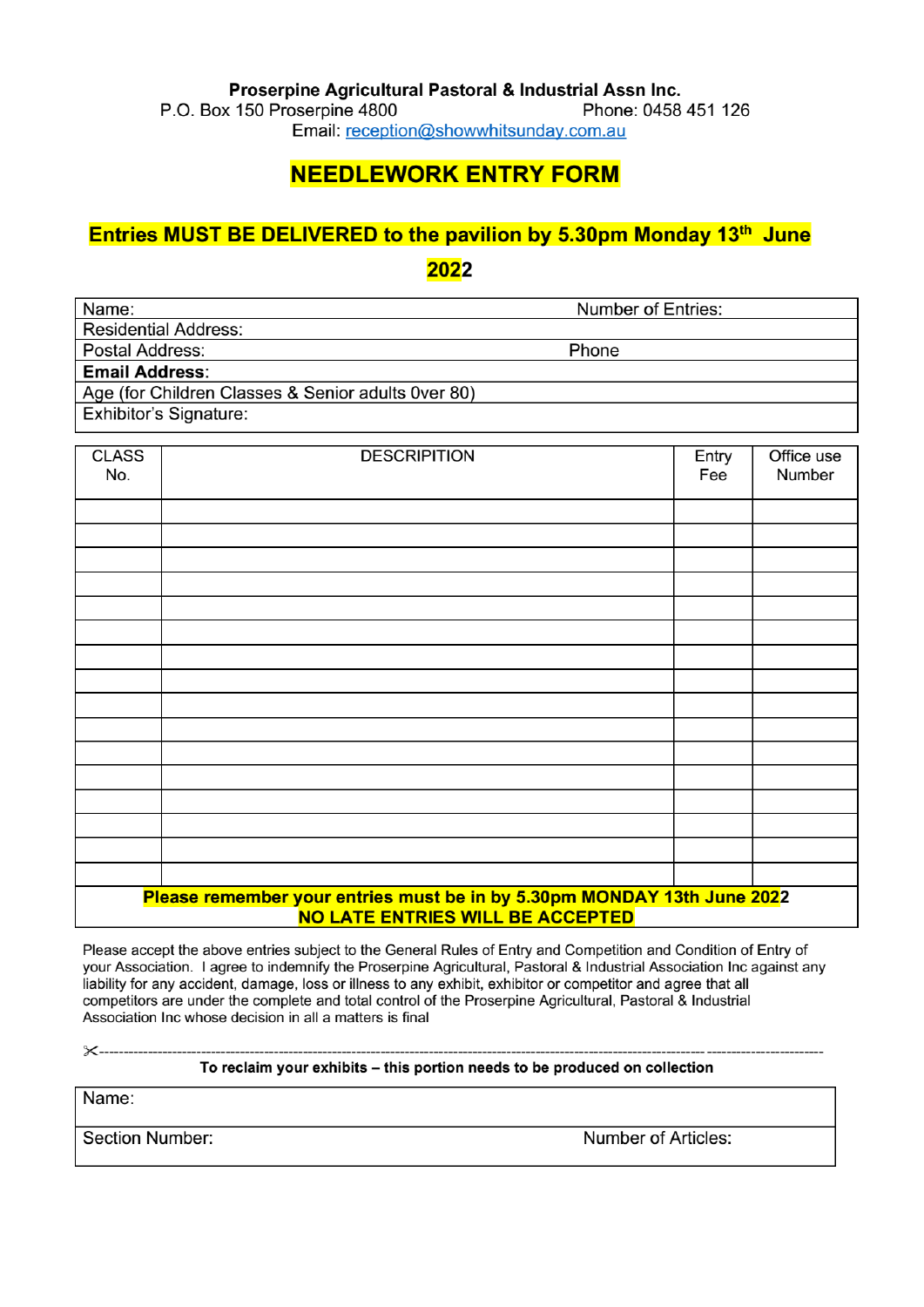**Proserpine Agricultural Pastoral & Industrial Assn Inc.**
P.O. Box 150 Proserpine 4800 Phone: 0458 451 126
Email: reception@showwhitsunday.com.au

# NEEDLEWORK ENTRY FORM

## Entries MUST BE DELIVERED to the pavilion by 5.30pm Monday 13th June 2022

| Name: | Number of Entries: |
|---|---|
| Residential Address: | |
| Postal Address: | Phone |
| **Email Address**: | |
| Age (for Children Classes & Senior adults 0ver 80) | |
| Exhibitor's Signature: | |

| CLASS No. | DESCRIPITION | Entry Fee | Office use Number |
|---|---|---|---|
| | | | |
| | | | |
| | | | |
| | | | |
| | | | |
| | | | |
| | | | |
| | | | |
| | | | |
| | | | |
| | | | |
| | | | |
| | | | |
| | | | |
| | | | |
| | | | |
| **Please remember your entries must be in by 5.30pm MONDAY 13th June 2022 NO LATE ENTRIES WILL BE ACCEPTED** | | | |

Please accept the above entries subject to the General Rules of Entry and Competition and Condition of Entry of your Association. I agree to indemnify the Proserpine Agricultural, Pastoral & Industrial Association Inc against any liability for any accident, damage, loss or illness to any exhibit, exhibitor or competitor and agree that all competitors are under the complete and total control of the Proserpine Agricultural, Pastoral & Industrial Association Inc whose decision in all a matters is final

✂-------------------------------------------------------------------------------------------

**To reclaim your exhibits – this portion needs to be produced on collection**

| Name: | |
|---|---|
| Section Number: | Number of Articles: |